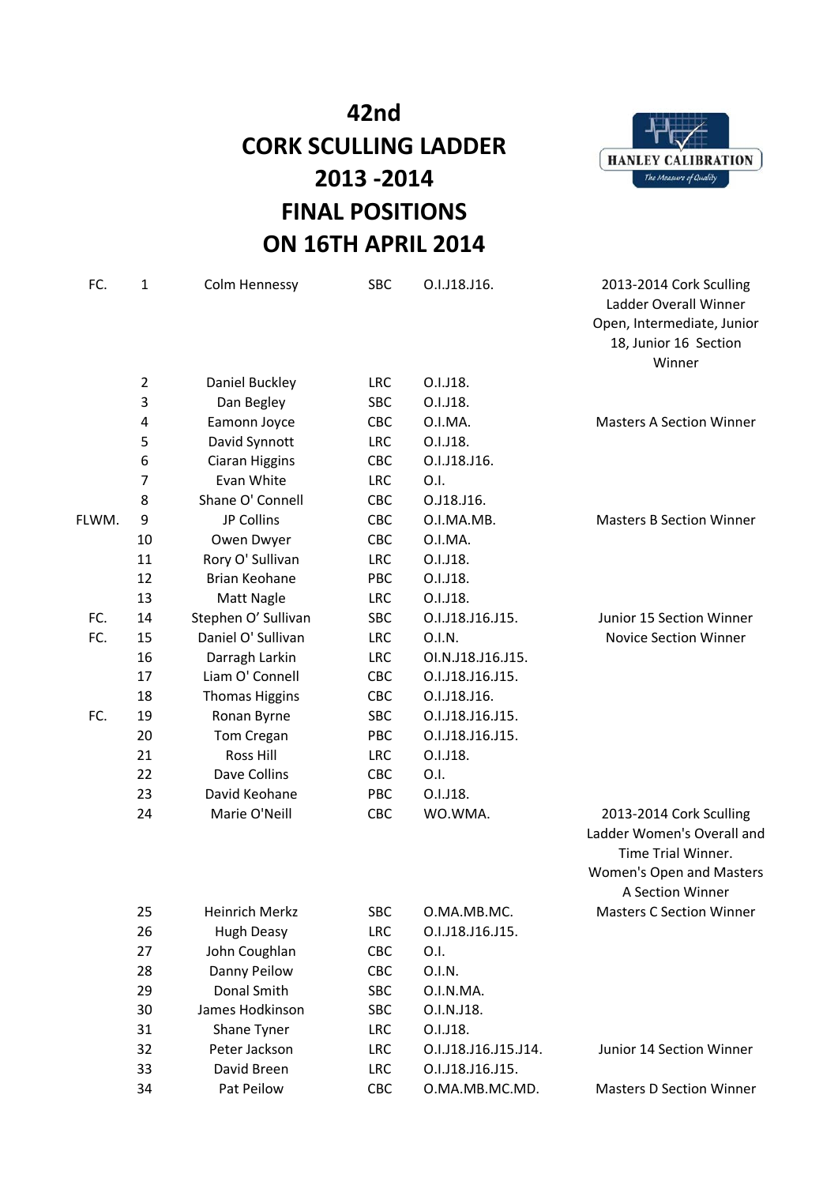# 42nd
# CORK SCULLING LADDER
# 2013 -2014
# FINAL POSITIONS
# ON 16TH APRIL 2014

HANLEY CALIBRATION
The Measure of Quality

| | | | | | |
|---|---|---|---|---|---|
| FC. | 1 | Colm Hennessy | SBC | O.I.J18.J16. | 2013-2014 Cork Sculling Ladder Overall Winner Open, Intermediate, Junior 18, Junior 16 Section Winner |
| | 2 | Daniel Buckley | LRC | O.I.J18. | |
| | 3 | Dan Begley | SBC | O.I.J18. | |
| | 4 | Eamonn Joyce | CBC | O.I.MA. | Masters A Section Winner |
| | 5 | David Synnott | LRC | O.I.J18. | |
| | 6 | Ciaran Higgins | CBC | O.I.J18.J16. | |
| | 7 | Evan White | LRC | O.I. | |
| | 8 | Shane O' Connell | CBC | O.J18.J16. | |
| FLWM. | 9 | JP Collins | CBC | O.I.MA.MB. | Masters B Section Winner |
| | 10 | Owen Dwyer | CBC | O.I.MA. | |
| | 11 | Rory O' Sullivan | LRC | O.I.J18. | |
| | 12 | Brian Keohane | PBC | O.I.J18. | |
| | 13 | Matt Nagle | LRC | O.I.J18. | |
| FC. | 14 | Stephen O' Sullivan | SBC | O.I.J18.J16.J15. | Junior 15 Section Winner |
| FC. | 15 | Daniel O' Sullivan | LRC | O.I.N. | Novice Section Winner |
| | 16 | Darragh Larkin | LRC | OI.N.J18.J16.J15. | |
| | 17 | Liam O' Connell | CBC | O.I.J18.J16.J15. | |
| | 18 | Thomas Higgins | CBC | O.I.J18.J16. | |
| FC. | 19 | Ronan Byrne | SBC | O.I.J18.J16.J15. | |
| | 20 | Tom Cregan | PBC | O.I.J18.J16.J15. | |
| | 21 | Ross Hill | LRC | O.I.J18. | |
| | 22 | Dave Collins | CBC | O.I. | |
| | 23 | David Keohane | PBC | O.I.J18. | |
| | 24 | Marie O'Neill | CBC | WO.WMA. | 2013-2014 Cork Sculling Ladder Women's Overall and Time Trial Winner. Women's Open and Masters A Section Winner |
| | 25 | Heinrich Merkz | SBC | O.MA.MB.MC. | Masters C Section Winner |
| | 26 | Hugh Deasy | LRC | O.I.J18.J16.J15. | |
| | 27 | John Coughlan | CBC | O.I. | |
| | 28 | Danny Peilow | CBC | O.I.N. | |
| | 29 | Donal Smith | SBC | O.I.N.MA. | |
| | 30 | James Hodkinson | SBC | O.I.N.J18. | |
| | 31 | Shane Tyner | LRC | O.I.J18. | |
| | 32 | Peter Jackson | LRC | O.I.J18.J16.J15.J14. | Junior 14 Section Winner |
| | 33 | David Breen | LRC | O.I.J18.J16.J15. | |
| | 34 | Pat Peilow | CBC | O.MA.MB.MC.MD. | Masters D Section Winner |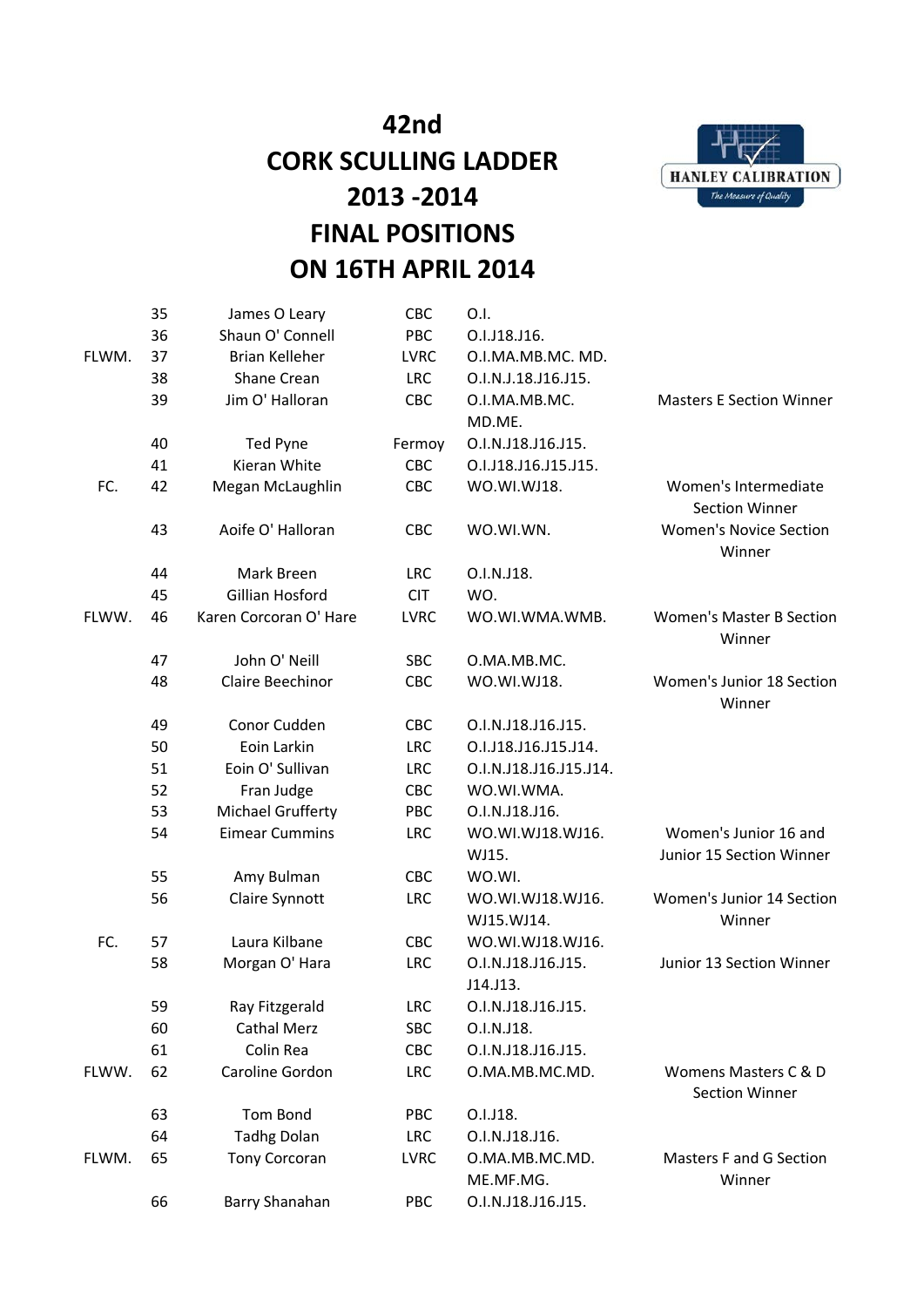# 42nd
# CORK SCULLING LADDER
# 2013 -2014
# FINAL POSITIONS
# ON 16TH APRIL 2014

HANLEY CALIBRATION
The Measure of Quality

| | | | | | |
|---|---|---|---|---|---|
| | 35 | James O Leary | CBC | O.I. | |
| | 36 | Shaun O' Connell | PBC | O.I.J18.J16. | |
| FLWM. | 37 | Brian Kelleher | LVRC | O.I.MA.MB.MC. MD. | |
| | 38 | Shane Crean | LRC | O.I.N.J.18.J16.J15. | |
| | 39 | Jim O' Halloran | CBC | O.I.MA.MB.MC. MD.ME. | Masters E Section Winner |
| | 40 | Ted Pyne | Fermoy | O.I.N.J18.J16.J15. | |
| | 41 | Kieran White | CBC | O.I.J18.J16.J15.J15. | |
| FC. | 42 | Megan McLaughlin | CBC | WO.WI.WJ18. | Women's Intermediate Section Winner |
| | 43 | Aoife O' Halloran | CBC | WO.WI.WN. | Women's Novice Section Winner |
| | 44 | Mark Breen | LRC | O.I.N.J18. | |
| | 45 | Gillian Hosford | CIT | WO. | |
| FLWW. | 46 | Karen Corcoran O' Hare | LVRC | WO.WI.WMA.WMB. | Women's Master B Section Winner |
| | 47 | John O' Neill | SBC | O.MA.MB.MC. | |
| | 48 | Claire Beechinor | CBC | WO.WI.WJ18. | Women's Junior 18 Section Winner |
| | 49 | Conor Cudden | CBC | O.I.N.J18.J16.J15. | |
| | 50 | Eoin Larkin | LRC | O.I.J18.J16.J15.J14. | |
| | 51 | Eoin O' Sullivan | LRC | O.I.N.J18.J16.J15.J14. | |
| | 52 | Fran Judge | CBC | WO.WI.WMA. | |
| | 53 | Michael Grufferty | PBC | O.I.N.J18.J16. | |
| | 54 | Eimear Cummins | LRC | WO.WI.WJ18.WJ16. WJ15. | Women's Junior 16 and Junior 15 Section Winner |
| | 55 | Amy Bulman | CBC | WO.WI. | |
| | 56 | Claire Synnott | LRC | WO.WI.WJ18.WJ16. WJ15.WJ14. | Women's Junior 14 Section Winner |
| FC. | 57 | Laura Kilbane | CBC | WO.WI.WJ18.WJ16. | |
| | 58 | Morgan O' Hara | LRC | O.I.N.J18.J16.J15. J14.J13. | Junior 13 Section Winner |
| | 59 | Ray Fitzgerald | LRC | O.I.N.J18.J16.J15. | |
| | 60 | Cathal Merz | SBC | O.I.N.J18. | |
| | 61 | Colin Rea | CBC | O.I.N.J18.J16.J15. | |
| FLWW. | 62 | Caroline Gordon | LRC | O.MA.MB.MC.MD. | Womens Masters C & D Section Winner |
| | 63 | Tom Bond | PBC | O.I.J18. | |
| | 64 | Tadhg Dolan | LRC | O.I.N.J18.J16. | |
| FLWM. | 65 | Tony Corcoran | LVRC | O.MA.MB.MC.MD. ME.MF.MG. | Masters F and G Section Winner |
| | 66 | Barry Shanahan | PBC | O.I.N.J18.J16.J15. | |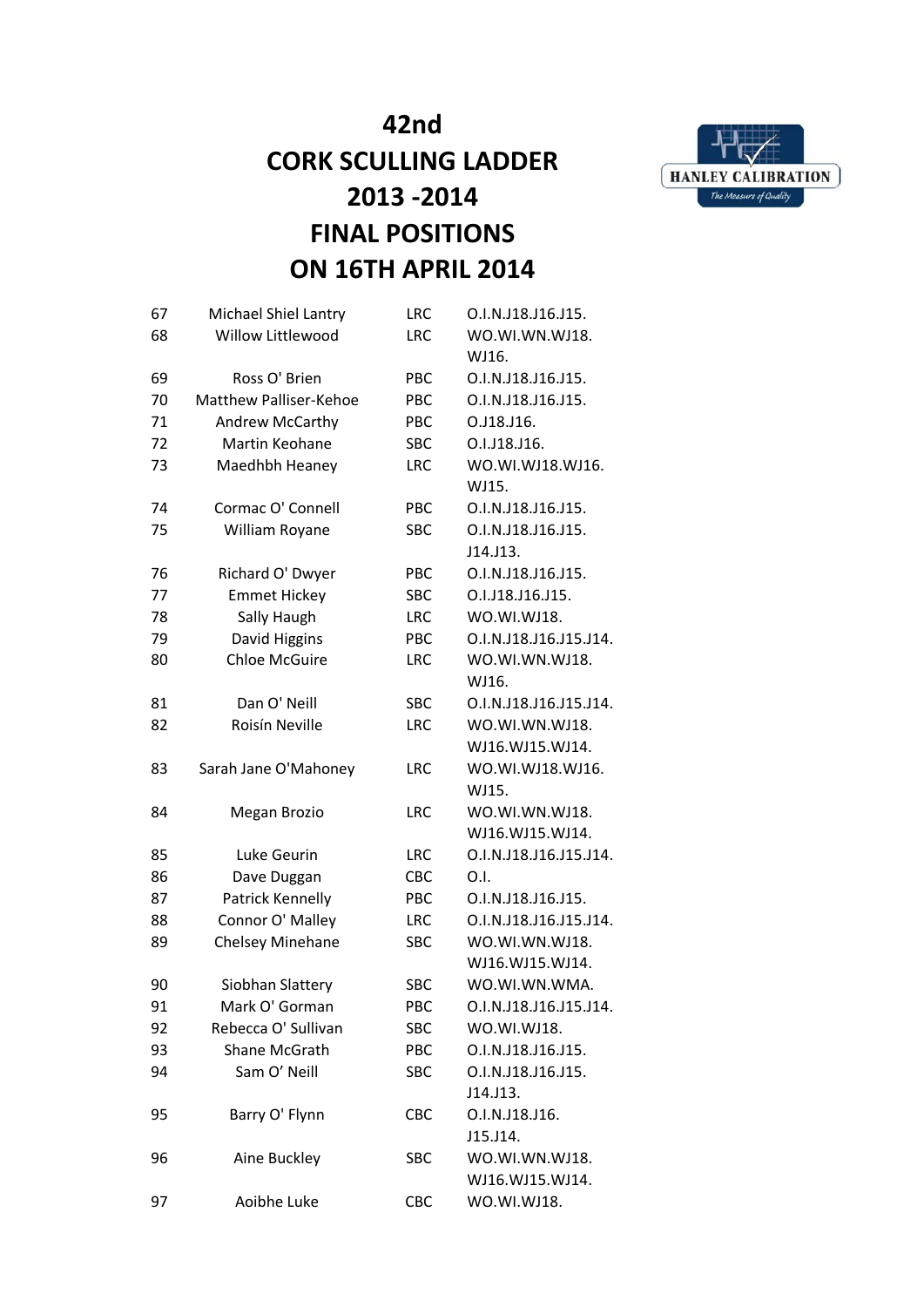# 42nd
# CORK SCULLING LADDER
# 2013 -2014
# FINAL POSITIONS
# ON 16TH APRIL 2014

HANLEY CALIBRATION
*The Measure of Quality*

| | | | |
|---|---|---|---|
| 67 | Michael Shiel Lantry | LRC | O.I.N.J18.J16.J15. |
| 68 | Willow Littlewood | LRC | WO.WI.WN.WJ18. WJ16. |
| 69 | Ross O' Brien | PBC | O.I.N.J18.J16.J15. |
| 70 | Matthew Palliser-Kehoe | PBC | O.I.N.J18.J16.J15. |
| 71 | Andrew McCarthy | PBC | O.J18.J16. |
| 72 | Martin Keohane | SBC | O.I.J18.J16. |
| 73 | Maedhbh Heaney | LRC | WO.WI.WJ18.WJ16. WJ15. |
| 74 | Cormac O' Connell | PBC | O.I.N.J18.J16.J15. |
| 75 | William Royane | SBC | O.I.N.J18.J16.J15. J14.J13. |
| 76 | Richard O' Dwyer | PBC | O.I.N.J18.J16.J15. |
| 77 | Emmet Hickey | SBC | O.I.J18.J16.J15. |
| 78 | Sally Haugh | LRC | WO.WI.WJ18. |
| 79 | David Higgins | PBC | O.I.N.J18.J16.J15.J14. |
| 80 | Chloe McGuire | LRC | WO.WI.WN.WJ18. WJ16. |
| 81 | Dan O' Neill | SBC | O.I.N.J18.J16.J15.J14. |
| 82 | Roisín Neville | LRC | WO.WI.WN.WJ18. WJ16.WJ15.WJ14. |
| 83 | Sarah Jane O'Mahoney | LRC | WO.WI.WJ18.WJ16. WJ15. |
| 84 | Megan Brozio | LRC | WO.WI.WN.WJ18. WJ16.WJ15.WJ14. |
| 85 | Luke Geurin | LRC | O.I.N.J18.J16.J15.J14. |
| 86 | Dave Duggan | CBC | O.I. |
| 87 | Patrick Kennelly | PBC | O.I.N.J18.J16.J15. |
| 88 | Connor O' Malley | LRC | O.I.N.J18.J16.J15.J14. |
| 89 | Chelsey Minehane | SBC | WO.WI.WN.WJ18. WJ16.WJ15.WJ14. |
| 90 | Siobhan Slattery | SBC | WO.WI.WN.WMA. |
| 91 | Mark O' Gorman | PBC | O.I.N.J18.J16.J15.J14. |
| 92 | Rebecca O' Sullivan | SBC | WO.WI.WJ18. |
| 93 | Shane McGrath | PBC | O.I.N.J18.J16.J15. |
| 94 | Sam O' Neill | SBC | O.I.N.J18.J16.J15. J14.J13. |
| 95 | Barry O' Flynn | CBC | O.I.N.J18.J16. J15.J14. |
| 96 | Aine Buckley | SBC | WO.WI.WN.WJ18. WJ16.WJ15.WJ14. |
| 97 | Aoibhe Luke | CBC | WO.WI.WJ18. |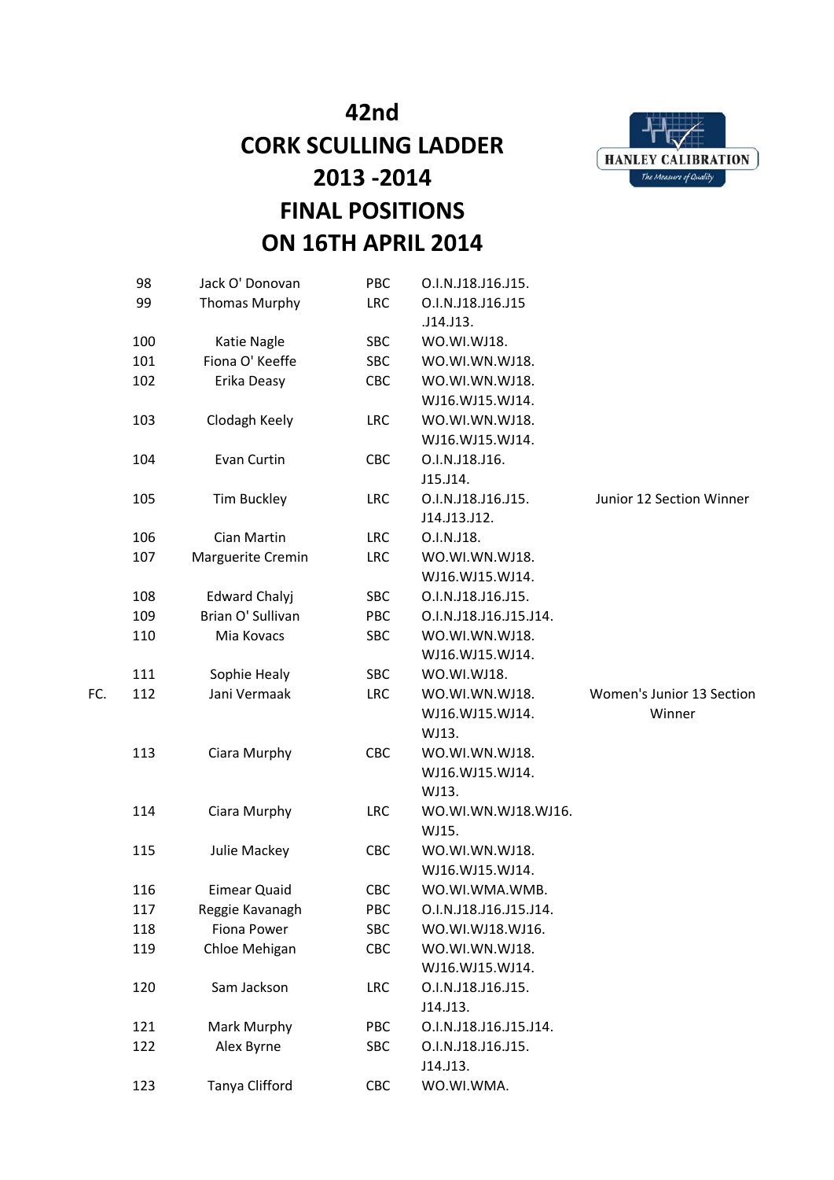# 42nd
# CORK SCULLING LADDER
# 2013 -2014
# FINAL POSITIONS
# ON 16TH APRIL 2014

HANLEY CALIBRATION
*The Measure of Quality*

| | | | | | |
|---|---|---|---|---|---|
| | 98 | Jack O' Donovan | PBC | O.I.N.J18.J16.J15. | |
| | 99 | Thomas Murphy | LRC | O.I.N.J18.J16.J15 .J14.J13. | |
| | 100 | Katie Nagle | SBC | WO.WI.WJ18. | |
| | 101 | Fiona O' Keeffe | SBC | WO.WI.WN.WJ18. | |
| | 102 | Erika Deasy | CBC | WO.WI.WN.WJ18. WJ16.WJ15.WJ14. | |
| | 103 | Clodagh Keely | LRC | WO.WI.WN.WJ18. WJ16.WJ15.WJ14. | |
| | 104 | Evan Curtin | CBC | O.I.N.J18.J16. J15.J14. | |
| | 105 | Tim Buckley | LRC | O.I.N.J18.J16.J15. J14.J13.J12. | Junior 12 Section Winner |
| | 106 | Cian Martin | LRC | O.I.N.J18. | |
| | 107 | Marguerite Cremin | LRC | WO.WI.WN.WJ18. WJ16.WJ15.WJ14. | |
| | 108 | Edward Chalyj | SBC | O.I.N.J18.J16.J15. | |
| | 109 | Brian O' Sullivan | PBC | O.I.N.J18.J16.J15.J14. | |
| | 110 | Mia Kovacs | SBC | WO.WI.WN.WJ18. WJ16.WJ15.WJ14. | |
| | 111 | Sophie Healy | SBC | WO.WI.WJ18. | |
| FC. | 112 | Jani Vermaak | LRC | WO.WI.WN.WJ18. WJ16.WJ15.WJ14. WJ13. | Women's Junior 13 Section Winner |
| | 113 | Ciara Murphy | CBC | WO.WI.WN.WJ18. WJ16.WJ15.WJ14. WJ13. | |
| | 114 | Ciara Murphy | LRC | WO.WI.WN.WJ18.WJ16. WJ15. | |
| | 115 | Julie Mackey | CBC | WO.WI.WN.WJ18. WJ16.WJ15.WJ14. | |
| | 116 | Eimear Quaid | CBC | WO.WI.WMA.WMB. | |
| | 117 | Reggie Kavanagh | PBC | O.I.N.J18.J16.J15.J14. | |
| | 118 | Fiona Power | SBC | WO.WI.WJ18.WJ16. | |
| | 119 | Chloe Mehigan | CBC | WO.WI.WN.WJ18. WJ16.WJ15.WJ14. | |
| | 120 | Sam Jackson | LRC | O.I.N.J18.J16.J15. J14.J13. | |
| | 121 | Mark Murphy | PBC | O.I.N.J18.J16.J15.J14. | |
| | 122 | Alex Byrne | SBC | O.I.N.J18.J16.J15. J14.J13. | |
| | 123 | Tanya Clifford | CBC | WO.WI.WMA. | |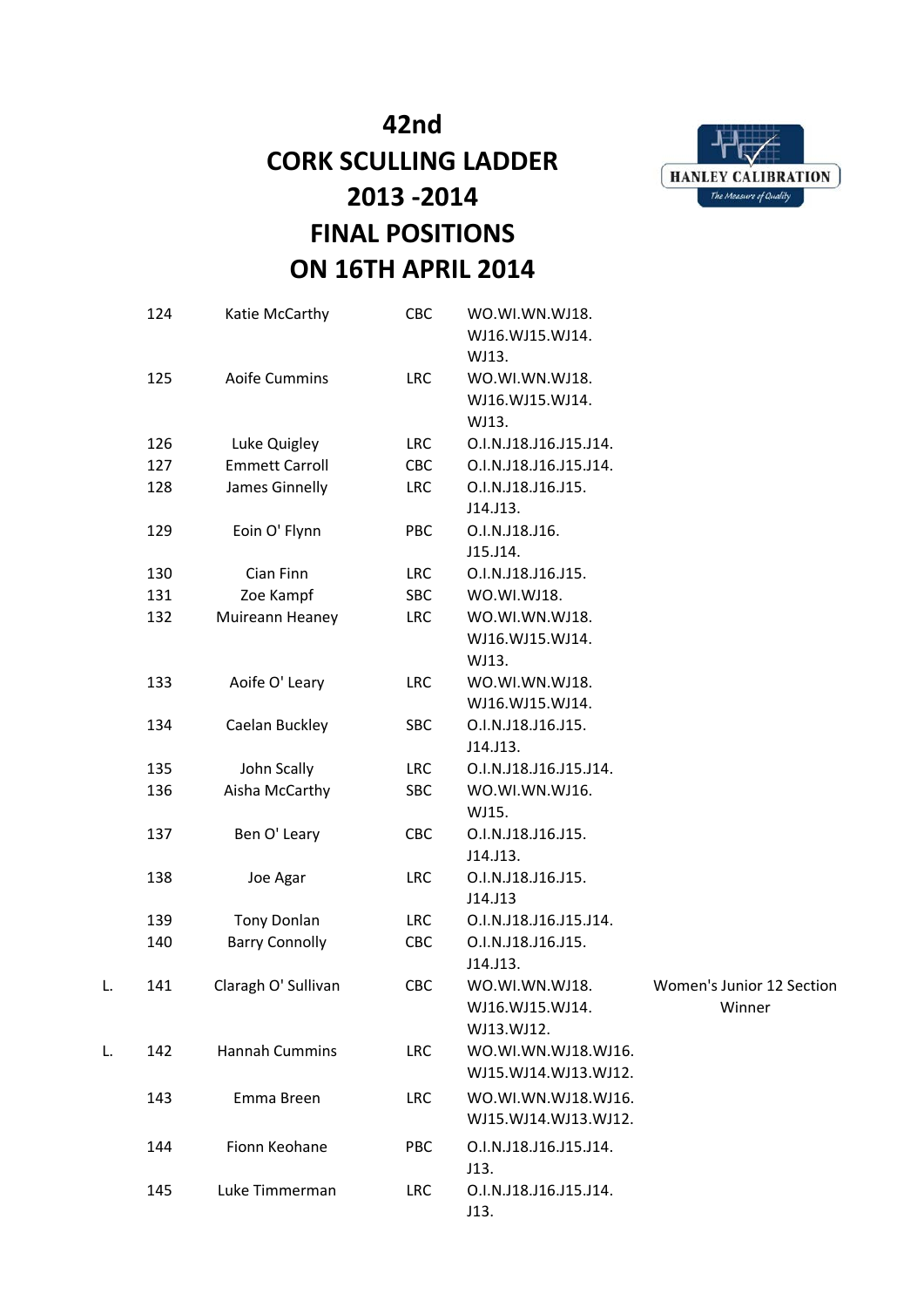# 42nd
# CORK SCULLING LADDER
# 2013 -2014
# FINAL POSITIONS
# ON 16TH APRIL 2014

HANLEY CALIBRATION
*The Measure of Quality*

| | Pos. | Name | Club | Categories | Notes |
|---|---|---|---|---|---|
| | 124 | Katie McCarthy | CBC | WO.WI.WN.WJ18. WJ16.WJ15.WJ14. WJ13. | |
| | 125 | Aoife Cummins | LRC | WO.WI.WN.WJ18. WJ16.WJ15.WJ14. WJ13. | |
| | 126 | Luke Quigley | LRC | O.I.N.J18.J16.J15.J14. | |
| | 127 | Emmett Carroll | CBC | O.I.N.J18.J16.J15.J14. | |
| | 128 | James Ginnelly | LRC | O.I.N.J18.J16.J15. J14.J13. | |
| | 129 | Eoin O' Flynn | PBC | O.I.N.J18.J16. J15.J14. | |
| | 130 | Cian Finn | LRC | O.I.N.J18.J16.J15. | |
| | 131 | Zoe Kampf | SBC | WO.WI.WJ18. | |
| | 132 | Muireann Heaney | LRC | WO.WI.WN.WJ18. WJ16.WJ15.WJ14. WJ13. | |
| | 133 | Aoife O' Leary | LRC | WO.WI.WN.WJ18. WJ16.WJ15.WJ14. | |
| | 134 | Caelan Buckley | SBC | O.I.N.J18.J16.J15. J14.J13. | |
| | 135 | John Scally | LRC | O.I.N.J18.J16.J15.J14. | |
| | 136 | Aisha McCarthy | SBC | WO.WI.WN.WJ16. WJ15. | |
| | 137 | Ben O' Leary | CBC | O.I.N.J18.J16.J15. J14.J13. | |
| | 138 | Joe Agar | LRC | O.I.N.J18.J16.J15. J14.J13 | |
| | 139 | Tony Donlan | LRC | O.I.N.J18.J16.J15.J14. | |
| | 140 | Barry Connolly | CBC | O.I.N.J18.J16.J15. J14.J13. | |
| L. | 141 | Claragh O' Sullivan | CBC | WO.WI.WN.WJ18. WJ16.WJ15.WJ14. WJ13.WJ12. | Women's Junior 12 Section Winner |
| L. | 142 | Hannah Cummins | LRC | WO.WI.WN.WJ18.WJ16. WJ15.WJ14.WJ13.WJ12. | |
| | 143 | Emma Breen | LRC | WO.WI.WN.WJ18.WJ16. WJ15.WJ14.WJ13.WJ12. | |
| | 144 | Fionn Keohane | PBC | O.I.N.J18.J16.J15.J14. J13. | |
| | 145 | Luke Timmerman | LRC | O.I.N.J18.J16.J15.J14. J13. | |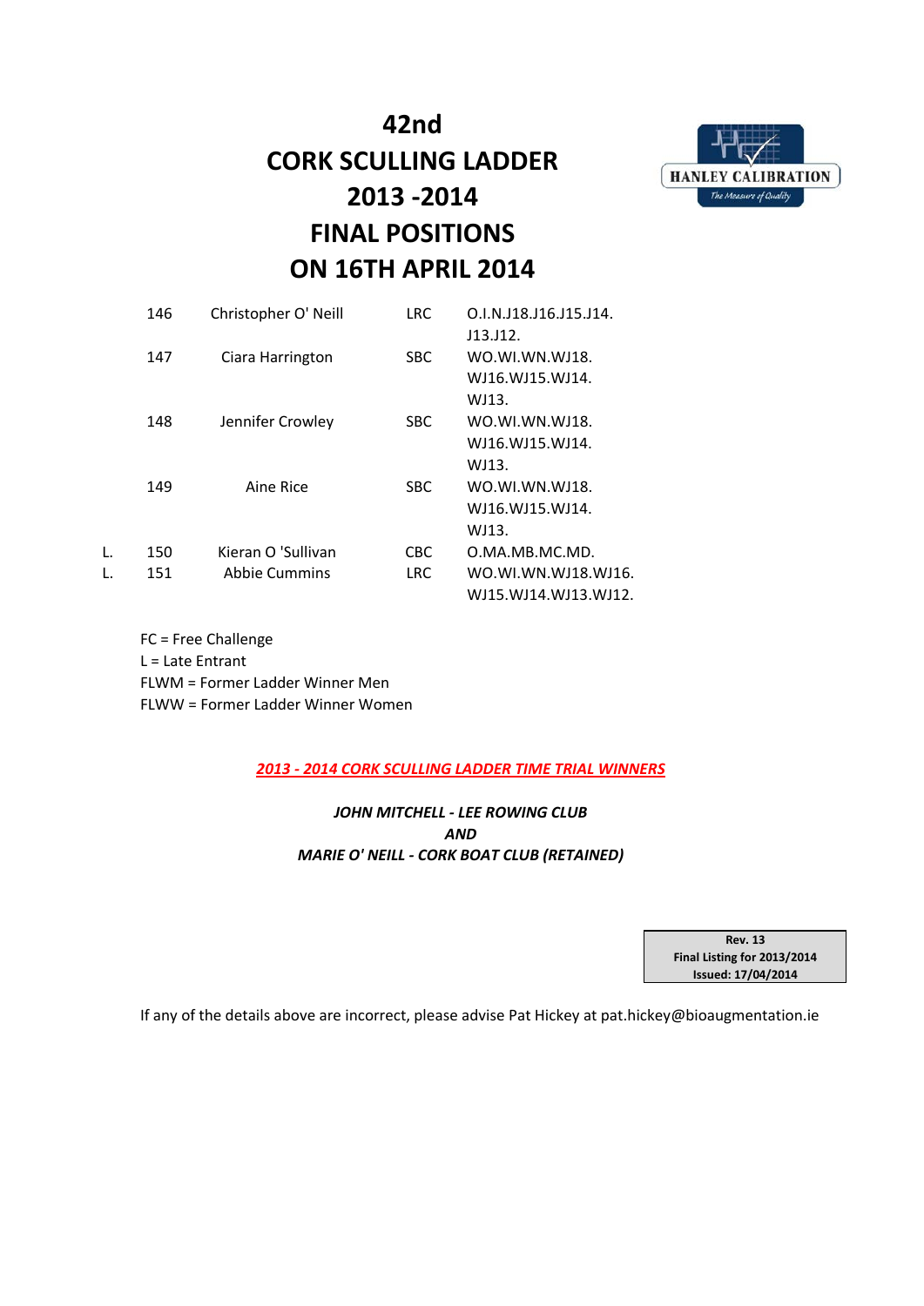# 42nd
# CORK SCULLING LADDER
# 2013 -2014
# FINAL POSITIONS
# ON 16TH APRIL 2014

HANLEY CALIBRATION
The Measure of Quality

| | | | | |
|---|---|---|---|---|
| | 146 | Christopher O' Neill | LRC | O.I.N.J18.J16.J15.J14. J13.J12. |
| | 147 | Ciara Harrington | SBC | WO.WI.WN.WJ18. WJ16.WJ15.WJ14. WJ13. |
| | 148 | Jennifer Crowley | SBC | WO.WI.WN.WJ18. WJ16.WJ15.WJ14. WJ13. |
| | 149 | Aine Rice | SBC | WO.WI.WN.WJ18. WJ16.WJ15.WJ14. WJ13. |
| L. | 150 | Kieran O 'Sullivan | CBC | O.MA.MB.MC.MD. |
| L. | 151 | Abbie Cummins | LRC | WO.WI.WN.WJ18.WJ16. WJ15.WJ14.WJ13.WJ12. |

FC = Free Challenge
L = Late Entrant
FLWM = Former Ladder Winner Men
FLWW = Former Ladder Winner Women

***2013 - 2014 CORK SCULLING LADDER TIME TRIAL WINNERS***

***JOHN MITCHELL - LEE ROWING CLUB***
***AND***
***MARIE O' NEILL - CORK BOAT CLUB (RETAINED)***

**Rev. 13**
**Final Listing for 2013/2014**
**Issued: 17/04/2014**

If any of the details above are incorrect, please advise Pat Hickey at pat.hickey@bioaugmentation.ie